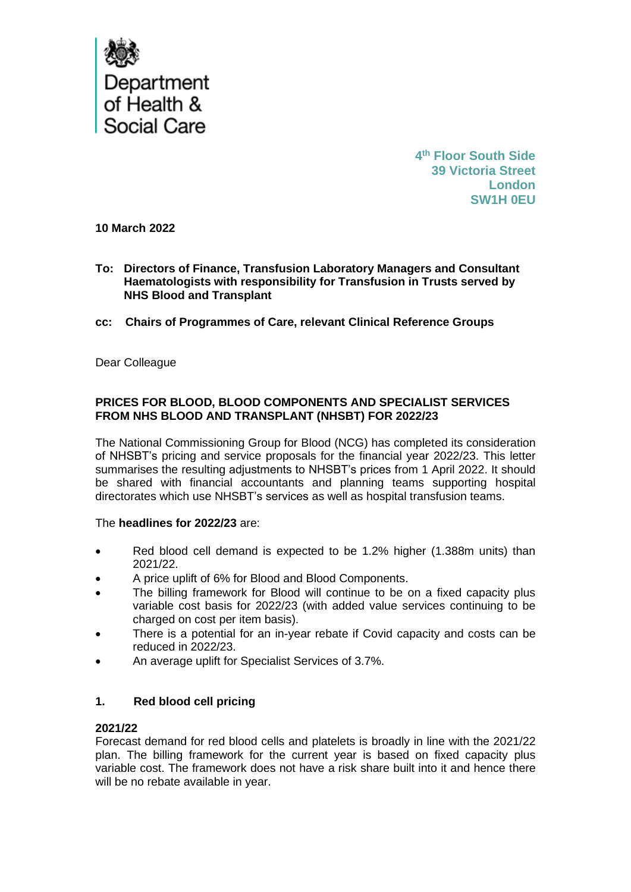Department of Health & Social Care

**4th Floor South Side**
**39 Victoria Street**
**London**
**SW1H 0EU**

**10 March 2022**

**To: Directors of Finance, Transfusion Laboratory Managers and Consultant Haematologists with responsibility for Transfusion in Trusts served by NHS Blood and Transplant**

**cc: Chairs of Programmes of Care, relevant Clinical Reference Groups**

Dear Colleague

**PRICES FOR BLOOD, BLOOD COMPONENTS AND SPECIALIST SERVICES FROM NHS BLOOD AND TRANSPLANT (NHSBT) FOR 2022/23**

The National Commissioning Group for Blood (NCG) has completed its consideration of NHSBT's pricing and service proposals for the financial year 2022/23. This letter summarises the resulting adjustments to NHSBT's prices from 1 April 2022. It should be shared with financial accountants and planning teams supporting hospital directorates which use NHSBT's services as well as hospital transfusion teams.

The **headlines for 2022/23** are:

- Red blood cell demand is expected to be 1.2% higher (1.388m units) than 2021/22.
- A price uplift of 6% for Blood and Blood Components.
- The billing framework for Blood will continue to be on a fixed capacity plus variable cost basis for 2022/23 (with added value services continuing to be charged on cost per item basis).
- There is a potential for an in-year rebate if Covid capacity and costs can be reduced in 2022/23.
- An average uplift for Specialist Services of 3.7%.

## 1. Red blood cell pricing

**2021/22**

Forecast demand for red blood cells and platelets is broadly in line with the 2021/22 plan. The billing framework for the current year is based on fixed capacity plus variable cost. The framework does not have a risk share built into it and hence there will be no rebate available in year.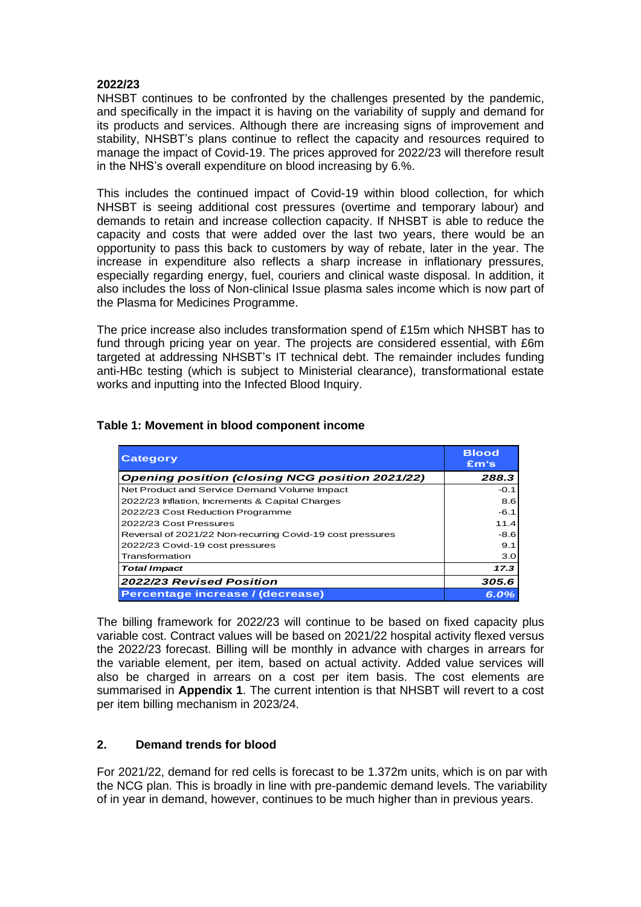### 2022/23

NHSBT continues to be confronted by the challenges presented by the pandemic, and specifically in the impact it is having on the variability of supply and demand for its products and services. Although there are increasing signs of improvement and stability, NHSBT's plans continue to reflect the capacity and resources required to manage the impact of Covid-19. The prices approved for 2022/23 will therefore result in the NHS's overall expenditure on blood increasing by 6.%.

This includes the continued impact of Covid-19 within blood collection, for which NHSBT is seeing additional cost pressures (overtime and temporary labour) and demands to retain and increase collection capacity. If NHSBT is able to reduce the capacity and costs that were added over the last two years, there would be an opportunity to pass this back to customers by way of rebate, later in the year. The increase in expenditure also reflects a sharp increase in inflationary pressures, especially regarding energy, fuel, couriers and clinical waste disposal. In addition, it also includes the loss of Non-clinical Issue plasma sales income which is now part of the Plasma for Medicines Programme.

The price increase also includes transformation spend of £15m which NHSBT has to fund through pricing year on year. The projects are considered essential, with £6m targeted at addressing NHSBT's IT technical debt. The remainder includes funding anti-HBc testing (which is subject to Ministerial clearance), transformational estate works and inputting into the Infected Blood Inquiry.

**Table 1: Movement in blood component income**

| Category | Blood £m's |
|---|---|
| ***Opening position (closing NCG position 2021/22)*** | ***288.3*** |
| Net Product and Service Demand Volume Impact | -0.1 |
| 2022/23 Inflation, Increments & Capital Charges | 8.6 |
| 2022/23 Cost Reduction Programme | -6.1 |
| 2022/23 Cost Pressures | 11.4 |
| Reversal of 2021/22 Non-recurring Covid-19 cost pressures | -8.6 |
| 2022/23 Covid-19 cost pressures | 9.1 |
| Transformation | 3.0 |
| ***Total Impact*** | ***17.3*** |
| ***2022/23 Revised Position*** | ***305.6*** |
| **Percentage increase / (decrease)** | ***6.0%*** |

The billing framework for 2022/23 will continue to be based on fixed capacity plus variable cost. Contract values will be based on 2021/22 hospital activity flexed versus the 2022/23 forecast. Billing will be monthly in advance with charges in arrears for the variable element, per item, based on actual activity. Added value services will also be charged in arrears on a cost per item basis. The cost elements are summarised in **Appendix 1**. The current intention is that NHSBT will revert to a cost per item billing mechanism in 2023/24.

## 2. Demand trends for blood

For 2021/22, demand for red cells is forecast to be 1.372m units, which is on par with the NCG plan. This is broadly in line with pre-pandemic demand levels. The variability of in year in demand, however, continues to be much higher than in previous years.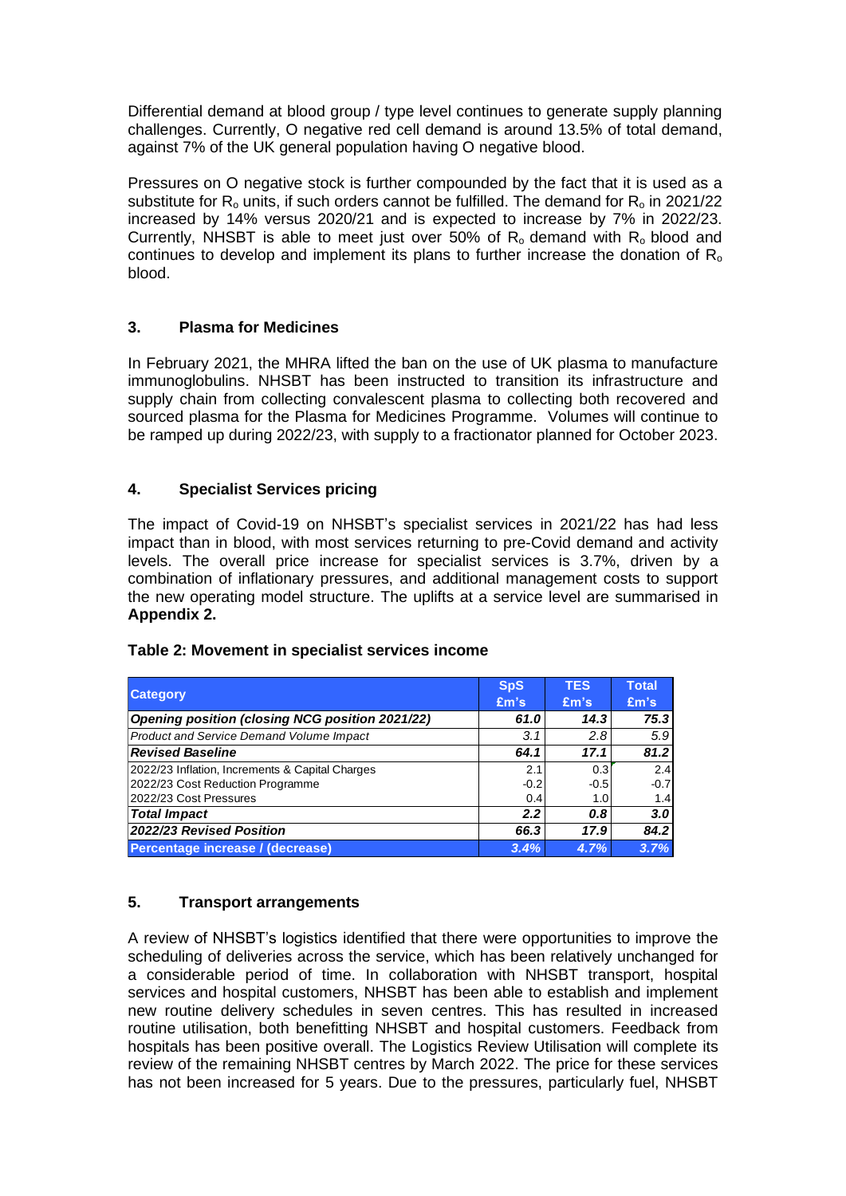Differential demand at blood group / type level continues to generate supply planning challenges. Currently, O negative red cell demand is around 13.5% of total demand, against 7% of the UK general population having O negative blood.

Pressures on O negative stock is further compounded by the fact that it is used as a substitute for $R_o$ units, if such orders cannot be fulfilled. The demand for $R_o$ in 2021/22 increased by 14% versus 2020/21 and is expected to increase by 7% in 2022/23. Currently, NHSBT is able to meet just over 50% of $R_o$ demand with $R_o$ blood and continues to develop and implement its plans to further increase the donation of $R_o$ blood.

## 3. Plasma for Medicines

In February 2021, the MHRA lifted the ban on the use of UK plasma to manufacture immunoglobulins. NHSBT has been instructed to transition its infrastructure and supply chain from collecting convalescent plasma to collecting both recovered and sourced plasma for the Plasma for Medicines Programme. Volumes will continue to be ramped up during 2022/23, with supply to a fractionator planned for October 2023.

## 4. Specialist Services pricing

The impact of Covid-19 on NHSBT's specialist services in 2021/22 has had less impact than in blood, with most services returning to pre-Covid demand and activity levels. The overall price increase for specialist services is 3.7%, driven by a combination of inflationary pressures, and additional management costs to support the new operating model structure. The uplifts at a service level are summarised in **Appendix 2.**

**Table 2: Movement in specialist services income**

| Category | SpS £m's | TES £m's | Total £m's |
|---|---|---|---|
| ***Opening position (closing NCG position 2021/22)*** | ***61.0*** | ***14.3*** | ***75.3*** |
| *Product and Service Demand Volume Impact* | *3.1* | *2.8* | *5.9* |
| ***Revised Baseline*** | ***64.1*** | ***17.1*** | ***81.2*** |
| 2022/23 Inflation, Increments & Capital Charges | 2.1 | 0.3 | 2.4 |
| 2022/23 Cost Reduction Programme | -0.2 | -0.5 | -0.7 |
| 2022/23 Cost Pressures | 0.4 | 1.0 | 1.4 |
| ***Total Impact*** | ***2.2*** | ***0.8*** | ***3.0*** |
| ***2022/23 Revised Position*** | ***66.3*** | ***17.9*** | ***84.2*** |
| **Percentage increase / (decrease)** | ***3.4%*** | ***4.7%*** | ***3.7%*** |

## 5. Transport arrangements

A review of NHSBT's logistics identified that there were opportunities to improve the scheduling of deliveries across the service, which has been relatively unchanged for a considerable period of time. In collaboration with NHSBT transport, hospital services and hospital customers, NHSBT has been able to establish and implement new routine delivery schedules in seven centres. This has resulted in increased routine utilisation, both benefitting NHSBT and hospital customers. Feedback from hospitals has been positive overall. The Logistics Review Utilisation will complete its review of the remaining NHSBT centres by March 2022. The price for these services has not been increased for 5 years. Due to the pressures, particularly fuel, NHSBT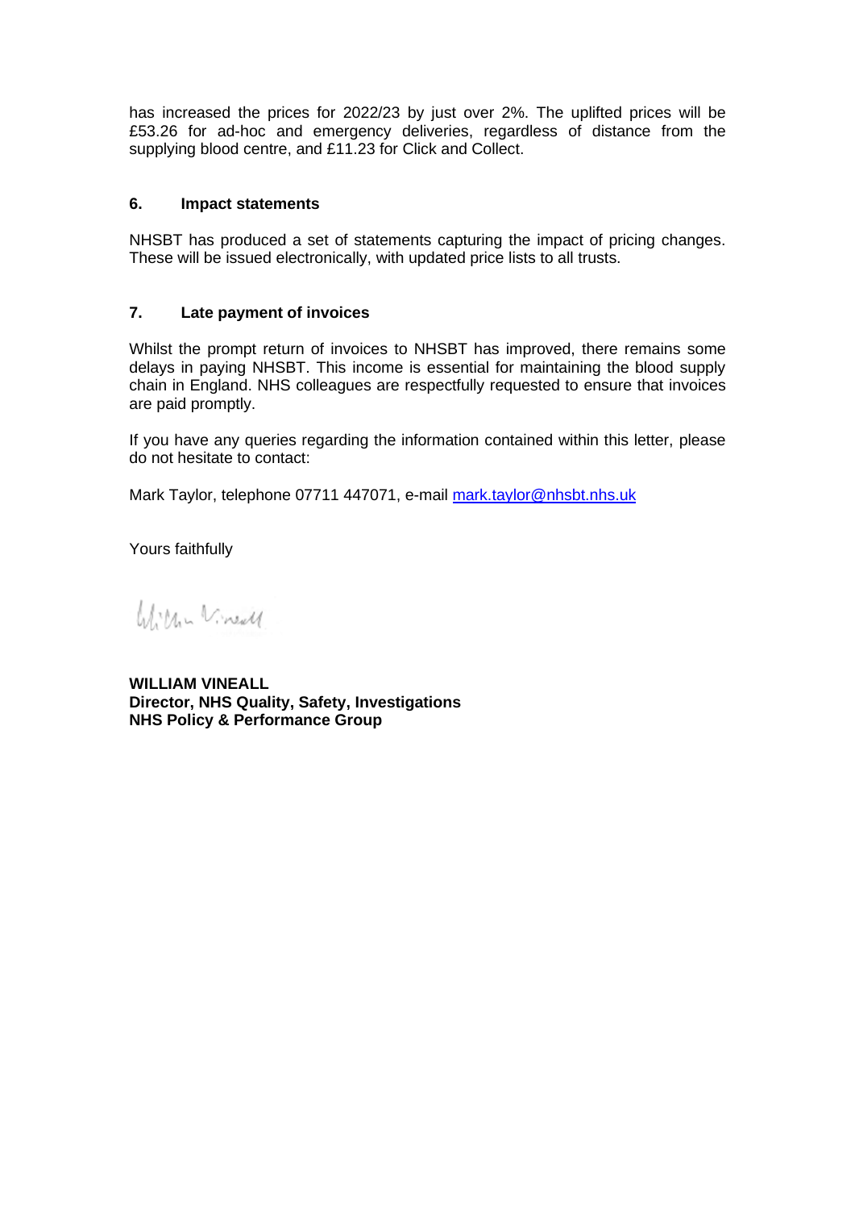has increased the prices for 2022/23 by just over 2%. The uplifted prices will be £53.26 for ad-hoc and emergency deliveries, regardless of distance from the supplying blood centre, and £11.23 for Click and Collect.

## 6. Impact statements

NHSBT has produced a set of statements capturing the impact of pricing changes. These will be issued electronically, with updated price lists to all trusts.

## 7. Late payment of invoices

Whilst the prompt return of invoices to NHSBT has improved, there remains some delays in paying NHSBT. This income is essential for maintaining the blood supply chain in England. NHS colleagues are respectfully requested to ensure that invoices are paid promptly.

If you have any queries regarding the information contained within this letter, please do not hesitate to contact:

Mark Taylor, telephone 07711 447071, e-mail mark.taylor@nhsbt.nhs.uk

Yours faithfully

William Vineall

**WILLIAM VINEALL**
**Director, NHS Quality, Safety, Investigations**
**NHS Policy & Performance Group**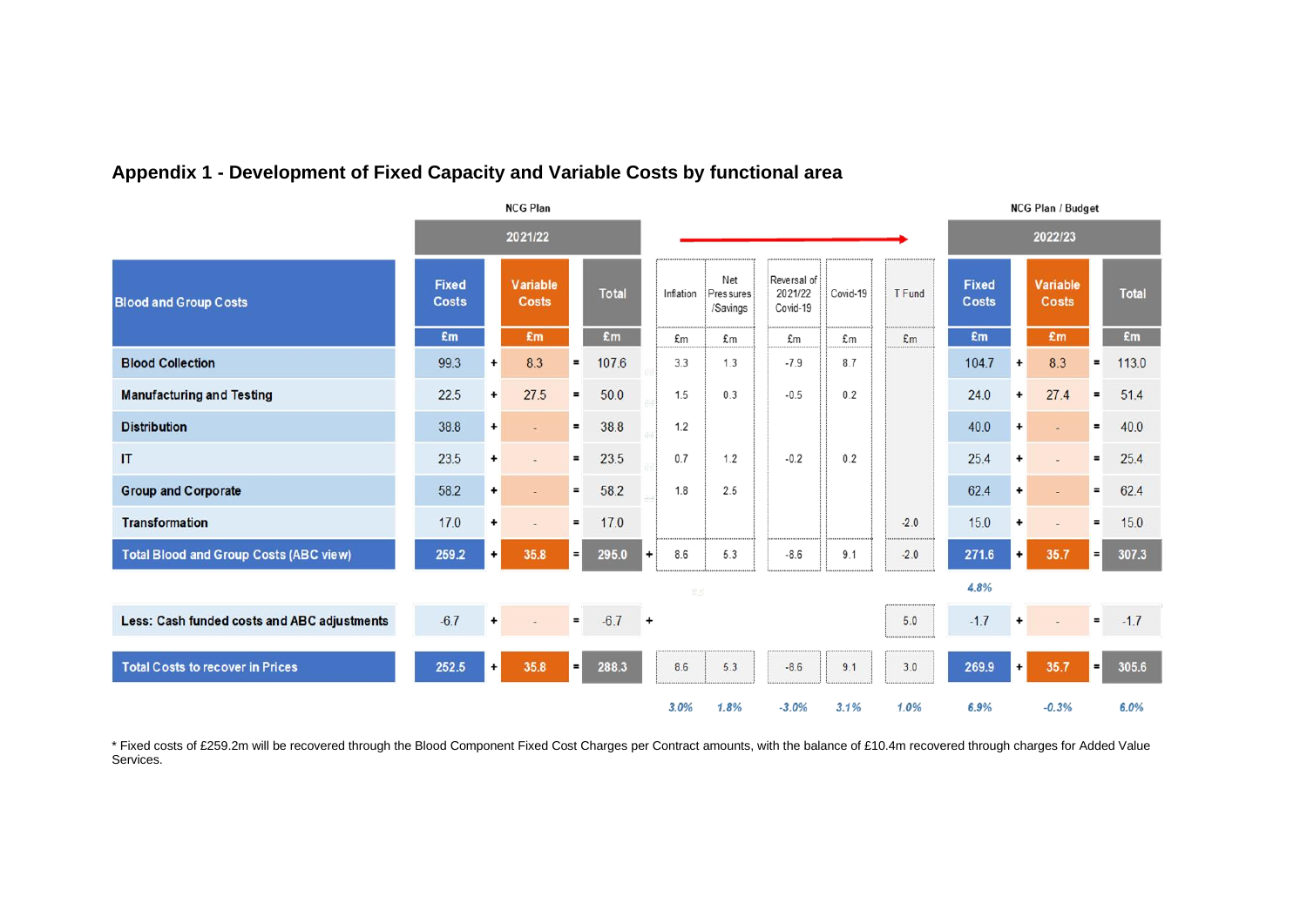## Appendix 1 - Development of Fixed Capacity and Variable Costs by functional area

| Blood and Group Costs | NCG Plan 2021/22 Fixed Costs £m | | Variable Costs £m | | Total £m | | Inflation £m | Net Pressures /Savings £m | Reversal of 2021/22 Covid-19 £m | Covid-19 £m | T Fund £m | NCG Plan / Budget 2022/23 Fixed Costs £m | | Variable Costs £m | | Total £m |
|---|---|---|---|---|---|---|---|---|---|---|---|---|---|---|---|---|
| Blood Collection | 99.3 | + | 8.3 | = | 107.6 | | 3.3 | 1.3 | -7.9 | 8.7 | | 104.7 | + | 8.3 | = | 113.0 |
| Manufacturing and Testing | 22.5 | + | 27.5 | = | 50.0 | | 1.5 | 0.3 | -0.5 | 0.2 | | 24.0 | + | 27.4 | = | 51.4 |
| Distribution | 38.8 | + | - | = | 38.8 | | 1.2 | | | | | 40.0 | + | - | = | 40.0 |
| IT | 23.5 | + | - | = | 23.5 | | 0.7 | 1.2 | -0.2 | 0.2 | | 25.4 | + | - | = | 25.4 |
| Group and Corporate | 58.2 | + | - | = | 58.2 | | 1.8 | 2.5 | | | | 62.4 | + | - | = | 62.4 |
| Transformation | 17.0 | + | - | = | 17.0 | | | | | | -2.0 | 15.0 | + | - | = | 15.0 |
| **Total Blood and Group Costs (ABC view)** | **259.2** | + | **35.8** | = | **295.0** | + | 8.6 | 5.3 | -8.6 | 9.1 | -2.0 | **271.6** | + | **35.7** | = | **307.3** |
| | | | | | | | | | | | | *4.8%* | | | | |
| **Less: Cash funded costs and ABC adjustments** | -6.7 | + | - | = | -6.7 | + | | | | | 5.0 | -1.7 | + | - | = | -1.7 |
| **Total Costs to recover in Prices** | **252.5** | + | **35.8** | = | **288.3** | | 8.6 | 5.3 | -8.6 | 9.1 | 3.0 | **269.9** | + | **35.7** | = | **305.6** |
| | | | | | | | *3.0%* | *1.8%* | *-3.0%* | *3.1%* | *1.0%* | *6.9%* | | *-0.3%* | | *6.0%* |

* Fixed costs of £259.2m will be recovered through the Blood Component Fixed Cost Charges per Contract amounts, with the balance of £10.4m recovered through charges for Added Value Services.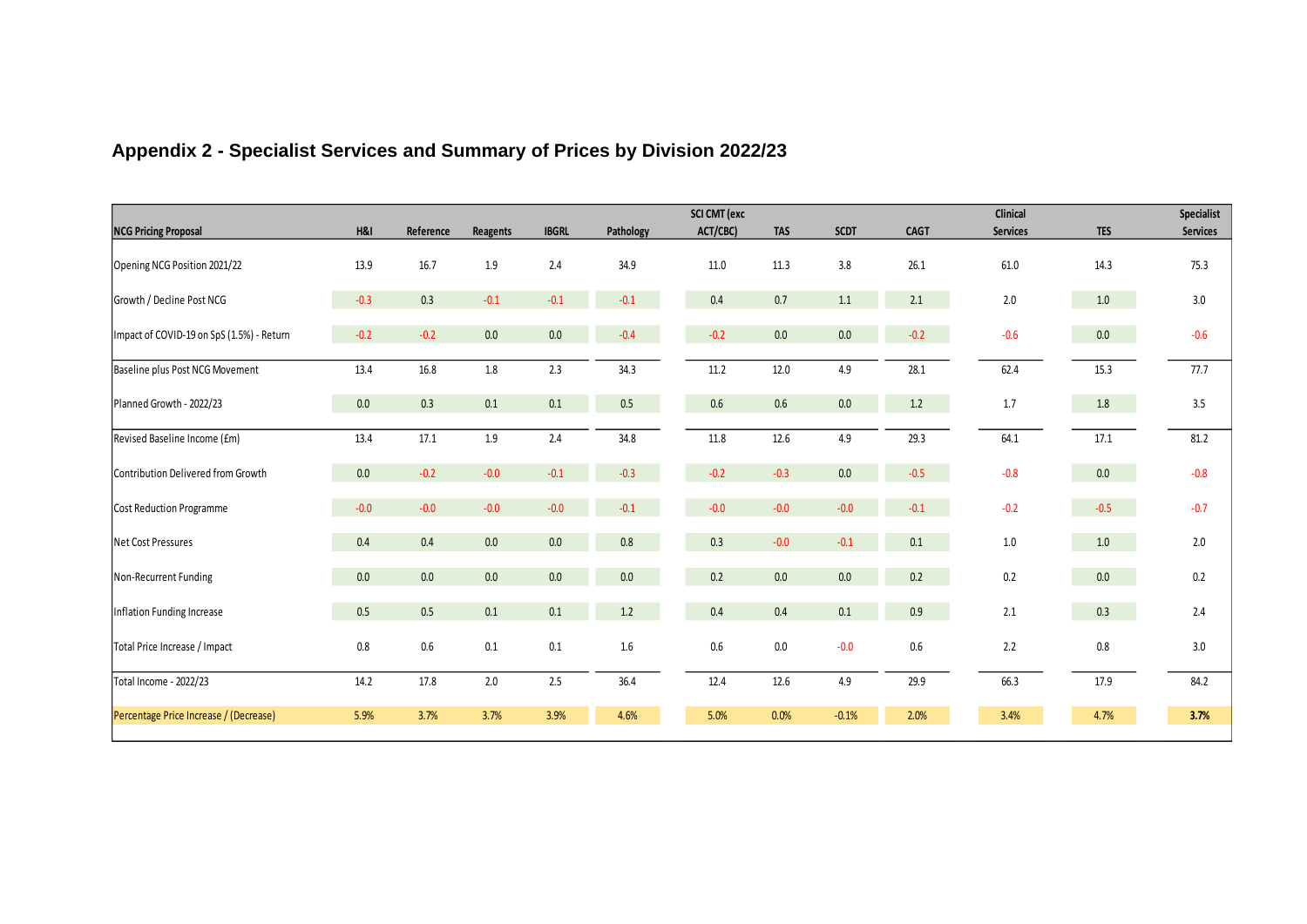# Appendix 2 - Specialist Services and Summary of Prices by Division 2022/23

| NCG Pricing Proposal | H&I | Reference | Reagents | IBGRL | Pathology | SCI CMT (exc ACT/CBC) | TAS | SCDT | CAGT | Clinical Services | TES | Specialist Services |
|---|---|---|---|---|---|---|---|---|---|---|---|---|
| Opening NCG Position 2021/22 | 13.9 | 16.7 | 1.9 | 2.4 | 34.9 | 11.0 | 11.3 | 3.8 | 26.1 | 61.0 | 14.3 | 75.3 |
| Growth / Decline Post NCG | -0.3 | 0.3 | -0.1 | -0.1 | -0.1 | 0.4 | 0.7 | 1.1 | 2.1 | 2.0 | 1.0 | 3.0 |
| Impact of COVID-19 on SpS (1.5%) - Return | -0.2 | -0.2 | 0.0 | 0.0 | -0.4 | -0.2 | 0.0 | 0.0 | -0.2 | -0.6 | 0.0 | -0.6 |
| Baseline plus Post NCG Movement | 13.4 | 16.8 | 1.8 | 2.3 | 34.3 | 11.2 | 12.0 | 4.9 | 28.1 | 62.4 | 15.3 | 77.7 |
| Planned Growth - 2022/23 | 0.0 | 0.3 | 0.1 | 0.1 | 0.5 | 0.6 | 0.6 | 0.0 | 1.2 | 1.7 | 1.8 | 3.5 |
| Revised Baseline Income (£m) | 13.4 | 17.1 | 1.9 | 2.4 | 34.8 | 11.8 | 12.6 | 4.9 | 29.3 | 64.1 | 17.1 | 81.2 |
| Contribution Delivered from Growth | 0.0 | -0.2 | -0.0 | -0.1 | -0.3 | -0.2 | -0.3 | 0.0 | -0.5 | -0.8 | 0.0 | -0.8 |
| Cost Reduction Programme | -0.0 | -0.0 | -0.0 | -0.0 | -0.1 | -0.0 | -0.0 | -0.0 | -0.1 | -0.2 | -0.5 | -0.7 |
| Net Cost Pressures | 0.4 | 0.4 | 0.0 | 0.0 | 0.8 | 0.3 | -0.0 | -0.1 | 0.1 | 1.0 | 1.0 | 2.0 |
| Non-Recurrent Funding | 0.0 | 0.0 | 0.0 | 0.0 | 0.0 | 0.2 | 0.0 | 0.0 | 0.2 | 0.2 | 0.0 | 0.2 |
| Inflation Funding Increase | 0.5 | 0.5 | 0.1 | 0.1 | 1.2 | 0.4 | 0.4 | 0.1 | 0.9 | 2.1 | 0.3 | 2.4 |
| Total Price Increase / Impact | 0.8 | 0.6 | 0.1 | 0.1 | 1.6 | 0.6 | 0.0 | -0.0 | 0.6 | 2.2 | 0.8 | 3.0 |
| Total Income - 2022/23 | 14.2 | 17.8 | 2.0 | 2.5 | 36.4 | 12.4 | 12.6 | 4.9 | 29.9 | 66.3 | 17.9 | 84.2 |
| Percentage Price Increase / (Decrease) | 5.9% | 3.7% | 3.7% | 3.9% | 4.6% | 5.0% | 0.0% | -0.1% | 2.0% | 3.4% | 4.7% | **3.7%** |